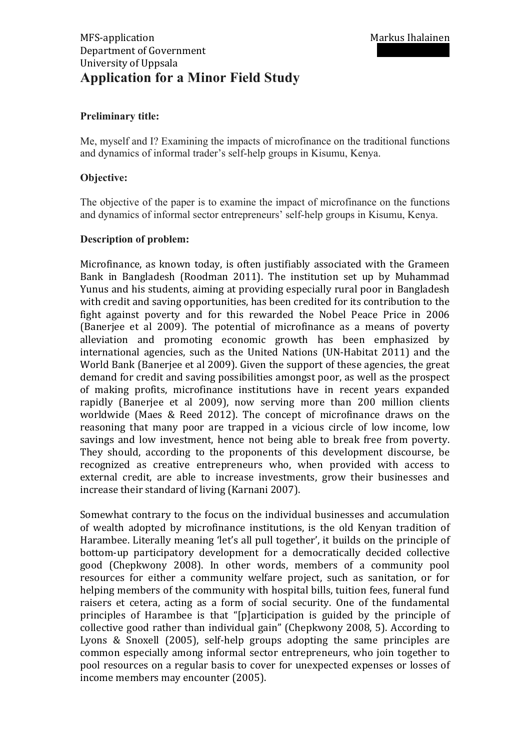MFS-application
Department of Government
University of Uppsala

Markus Ihalainen

# Application for a Minor Field Study

### Preliminary title:

Me, myself and I? Examining the impacts of microfinance on the traditional functions and dynamics of informal trader's self-help groups in Kisumu, Kenya.

### Objective:

The objective of the paper is to examine the impact of microfinance on the functions and dynamics of informal sector entrepreneurs' self-help groups in Kisumu, Kenya.

### Description of problem:

Microfinance, as known today, is often justifiably associated with the Grameen Bank in Bangladesh (Roodman 2011). The institution set up by Muhammad Yunus and his students, aiming at providing especially rural poor in Bangladesh with credit and saving opportunities, has been credited for its contribution to the fight against poverty and for this rewarded the Nobel Peace Price in 2006 (Banerjee et al 2009). The potential of microfinance as a means of poverty alleviation and promoting economic growth has been emphasized by international agencies, such as the United Nations (UN-Habitat 2011) and the World Bank (Banerjee et al 2009). Given the support of these agencies, the great demand for credit and saving possibilities amongst poor, as well as the prospect of making profits, microfinance institutions have in recent years expanded rapidly (Banerjee et al 2009), now serving more than 200 million clients worldwide (Maes & Reed 2012). The concept of microfinance draws on the reasoning that many poor are trapped in a vicious circle of low income, low savings and low investment, hence not being able to break free from poverty. They should, according to the proponents of this development discourse, be recognized as creative entrepreneurs who, when provided with access to external credit, are able to increase investments, grow their businesses and increase their standard of living (Karnani 2007).

Somewhat contrary to the focus on the individual businesses and accumulation of wealth adopted by microfinance institutions, is the old Kenyan tradition of Harambee. Literally meaning 'let's all pull together', it builds on the principle of bottom-up participatory development for a democratically decided collective good (Chepkwony 2008). In other words, members of a community pool resources for either a community welfare project, such as sanitation, or for helping members of the community with hospital bills, tuition fees, funeral fund raisers et cetera, acting as a form of social security. One of the fundamental principles of Harambee is that "[p]articipation is guided by the principle of collective good rather than individual gain" (Chepkwony 2008, 5). According to Lyons & Snoxell (2005), self-help groups adopting the same principles are common especially among informal sector entrepreneurs, who join together to pool resources on a regular basis to cover for unexpected expenses or losses of income members may encounter (2005).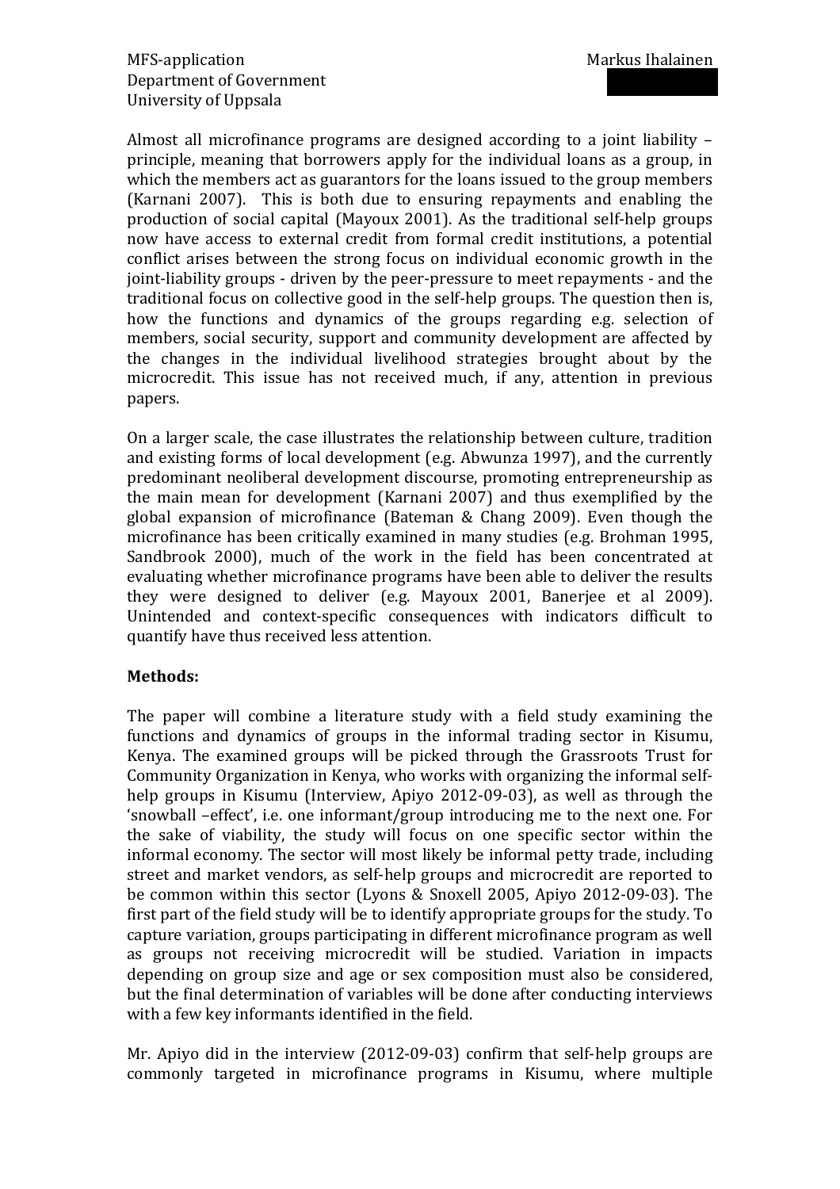Almost all microfinance programs are designed according to a joint liability – principle, meaning that borrowers apply for the individual loans as a group, in which the members act as guarantors for the loans issued to the group members (Karnani 2007). This is both due to ensuring repayments and enabling the production of social capital (Mayoux 2001). As the traditional self-help groups now have access to external credit from formal credit institutions, a potential conflict arises between the strong focus on individual economic growth in the joint-liability groups - driven by the peer-pressure to meet repayments - and the traditional focus on collective good in the self-help groups. The question then is, how the functions and dynamics of the groups regarding e.g. selection of members, social security, support and community development are affected by the changes in the individual livelihood strategies brought about by the microcredit. This issue has not received much, if any, attention in previous papers.

On a larger scale, the case illustrates the relationship between culture, tradition and existing forms of local development (e.g. Abwunza 1997), and the currently predominant neoliberal development discourse, promoting entrepreneurship as the main mean for development (Karnani 2007) and thus exemplified by the global expansion of microfinance (Bateman & Chang 2009). Even though the microfinance has been critically examined in many studies (e.g. Brohman 1995, Sandbrook 2000), much of the work in the field has been concentrated at evaluating whether microfinance programs have been able to deliver the results they were designed to deliver (e.g. Mayoux 2001, Banerjee et al 2009). Unintended and context-specific consequences with indicators difficult to quantify have thus received less attention.

**Methods:**

The paper will combine a literature study with a field study examining the functions and dynamics of groups in the informal trading sector in Kisumu, Kenya. The examined groups will be picked through the Grassroots Trust for Community Organization in Kenya, who works with organizing the informal self-help groups in Kisumu (Interview, Apiyo 2012-09-03), as well as through the 'snowball –effect', i.e. one informant/group introducing me to the next one. For the sake of viability, the study will focus on one specific sector within the informal economy. The sector will most likely be informal petty trade, including street and market vendors, as self-help groups and microcredit are reported to be common within this sector (Lyons & Snoxell 2005, Apiyo 2012-09-03). The first part of the field study will be to identify appropriate groups for the study. To capture variation, groups participating in different microfinance program as well as groups not receiving microcredit will be studied. Variation in impacts depending on group size and age or sex composition must also be considered, but the final determination of variables will be done after conducting interviews with a few key informants identified in the field.

Mr. Apiyo did in the interview (2012-09-03) confirm that self-help groups are commonly targeted in microfinance programs in Kisumu, where multiple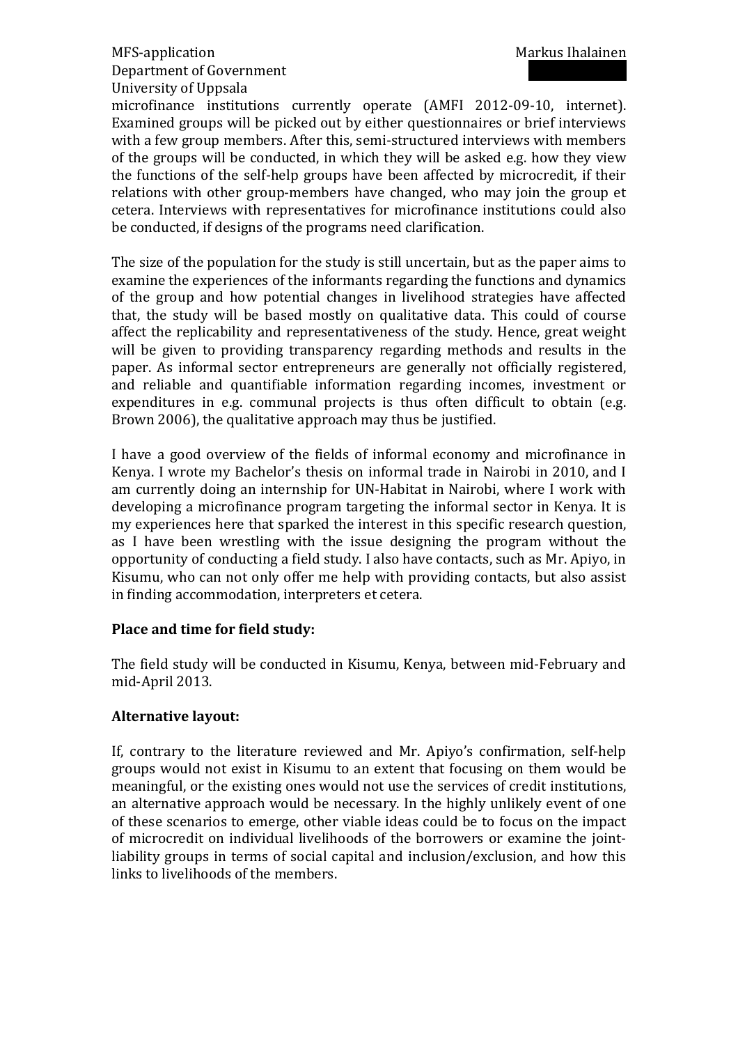microfinance institutions currently operate (AMFI 2012-09-10, internet). Examined groups will be picked out by either questionnaires or brief interviews with a few group members. After this, semi-structured interviews with members of the groups will be conducted, in which they will be asked e.g. how they view the functions of the self-help groups have been affected by microcredit, if their relations with other group-members have changed, who may join the group et cetera. Interviews with representatives for microfinance institutions could also be conducted, if designs of the programs need clarification.

The size of the population for the study is still uncertain, but as the paper aims to examine the experiences of the informants regarding the functions and dynamics of the group and how potential changes in livelihood strategies have affected that, the study will be based mostly on qualitative data. This could of course affect the replicability and representativeness of the study. Hence, great weight will be given to providing transparency regarding methods and results in the paper. As informal sector entrepreneurs are generally not officially registered, and reliable and quantifiable information regarding incomes, investment or expenditures in e.g. communal projects is thus often difficult to obtain (e.g. Brown 2006), the qualitative approach may thus be justified.

I have a good overview of the fields of informal economy and microfinance in Kenya. I wrote my Bachelor's thesis on informal trade in Nairobi in 2010, and I am currently doing an internship for UN-Habitat in Nairobi, where I work with developing a microfinance program targeting the informal sector in Kenya. It is my experiences here that sparked the interest in this specific research question, as I have been wrestling with the issue designing the program without the opportunity of conducting a field study. I also have contacts, such as Mr. Apiyo, in Kisumu, who can not only offer me help with providing contacts, but also assist in finding accommodation, interpreters et cetera.

**Place and time for field study:**

The field study will be conducted in Kisumu, Kenya, between mid-February and mid-April 2013.

**Alternative layout:**

If, contrary to the literature reviewed and Mr. Apiyo's confirmation, self-help groups would not exist in Kisumu to an extent that focusing on them would be meaningful, or the existing ones would not use the services of credit institutions, an alternative approach would be necessary. In the highly unlikely event of one of these scenarios to emerge, other viable ideas could be to focus on the impact of microcredit on individual livelihoods of the borrowers or examine the joint-liability groups in terms of social capital and inclusion/exclusion, and how this links to livelihoods of the members.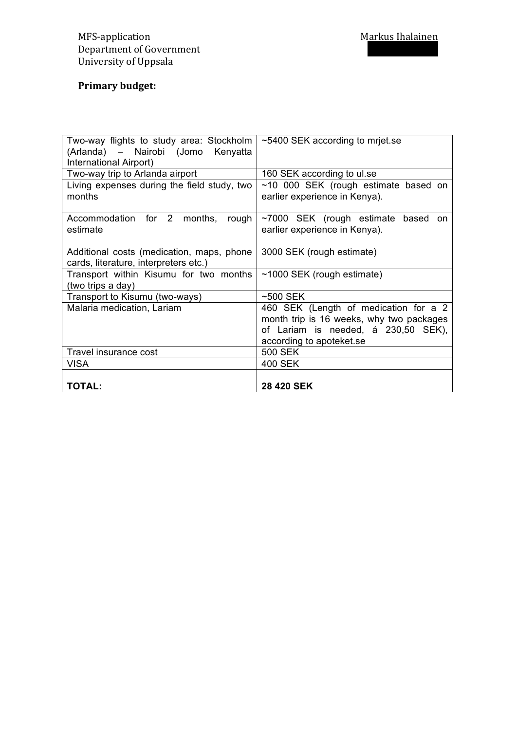MFS-application
Department of Government
University of Uppsala

Markus Ihalainen

**Primary budget:**

| | |
|---|---|
| Two-way flights to study area: Stockholm (Arlanda) – Nairobi (Jomo Kenyatta International Airport) | ~5400 SEK according to mrjet.se |
| Two-way trip to Arlanda airport | 160 SEK according to ul.se |
| Living expenses during the field study, two months | ~10 000 SEK (rough estimate based on earlier experience in Kenya). |
| Accommodation for 2 months, rough estimate | ~7000 SEK (rough estimate based on earlier experience in Kenya). |
| Additional costs (medication, maps, phone cards, literature, interpreters etc.) | 3000 SEK (rough estimate) |
| Transport within Kisumu for two months (two trips a day) | ~1000 SEK (rough estimate) |
| Transport to Kisumu (two-ways) | ~500 SEK |
| Malaria medication, Lariam | 460 SEK (Length of medication for a 2 month trip is 16 weeks, why two packages of Lariam is needed, á 230,50 SEK), according to apoteket.se |
| Travel insurance cost | 500 SEK |
| VISA | 400 SEK |
| **TOTAL:** | **28 420 SEK** |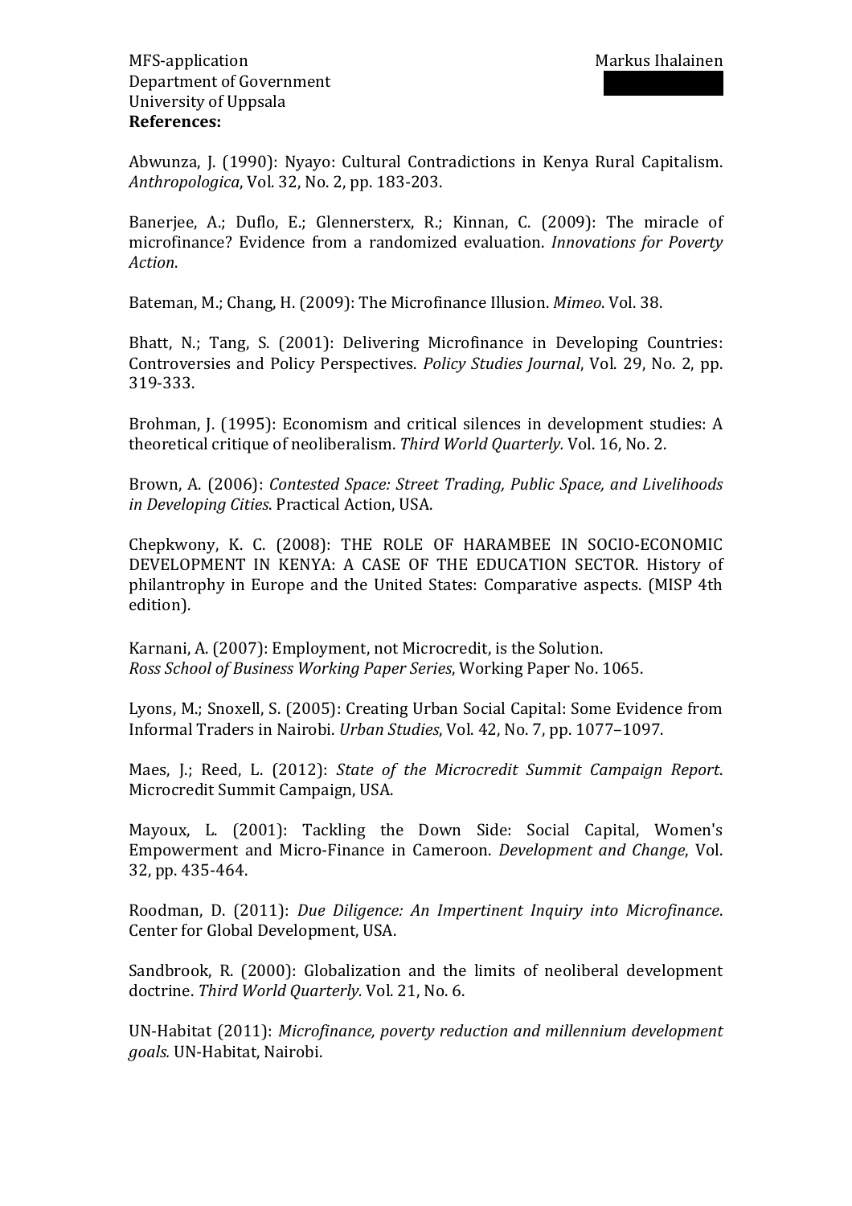**References:**

Abwunza, J. (1990): Nyayo: Cultural Contradictions in Kenya Rural Capitalism. *Anthropologica*, Vol. 32, No. 2, pp. 183-203.

Banerjee, A.; Duflo, E.; Glennersterx, R.; Kinnan, C. (2009): The miracle of microfinance? Evidence from a randomized evaluation. *Innovations for Poverty Action*.

Bateman, M.; Chang, H. (2009): The Microfinance Illusion. *Mimeo*. Vol. 38.

Bhatt, N.; Tang, S. (2001): Delivering Microfinance in Developing Countries: Controversies and Policy Perspectives. *Policy Studies Journal*, Vol. 29, No. 2, pp. 319-333.

Brohman, J. (1995): Economism and critical silences in development studies: A theoretical critique of neoliberalism. *Third World Quarterly.* Vol. 16, No. 2.

Brown, A. (2006): *Contested Space: Street Trading, Public Space, and Livelihoods in Developing Cities*. Practical Action, USA.

Chepkwony, K. C. (2008): THE ROLE OF HARAMBEE IN SOCIO-ECONOMIC DEVELOPMENT IN KENYA: A CASE OF THE EDUCATION SECTOR. History of philantrophy in Europe and the United States: Comparative aspects. (MISP 4th edition).

Karnani, A. (2007): Employment, not Microcredit, is the Solution. *Ross School of Business Working Paper Series*, Working Paper No. 1065.

Lyons, M.; Snoxell, S. (2005): Creating Urban Social Capital: Some Evidence from Informal Traders in Nairobi. *Urban Studies*, Vol. 42, No. 7, pp. 1077–1097.

Maes, J.; Reed, L. (2012): *State of the Microcredit Summit Campaign Report*. Microcredit Summit Campaign, USA.

Mayoux, L. (2001): Tackling the Down Side: Social Capital, Women's Empowerment and Micro-Finance in Cameroon. *Development and Change*, Vol. 32, pp. 435-464.

Roodman, D. (2011): *Due Diligence: An Impertinent Inquiry into Microfinance*. Center for Global Development, USA.

Sandbrook, R. (2000): Globalization and the limits of neoliberal development doctrine. *Third World Quarterly.* Vol. 21, No. 6.

UN-Habitat (2011): *Microfinance, poverty reduction and millennium development goals.* UN-Habitat, Nairobi.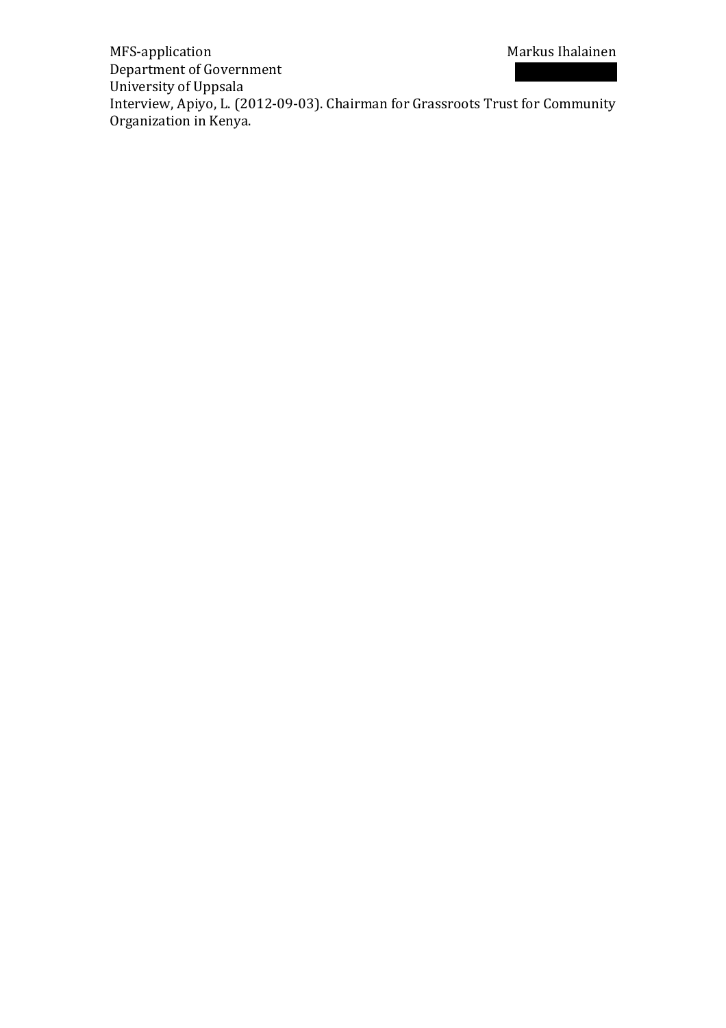Interview, Apiyo, L. (2012-09-03). Chairman for Grassroots Trust for Community Organization in Kenya.